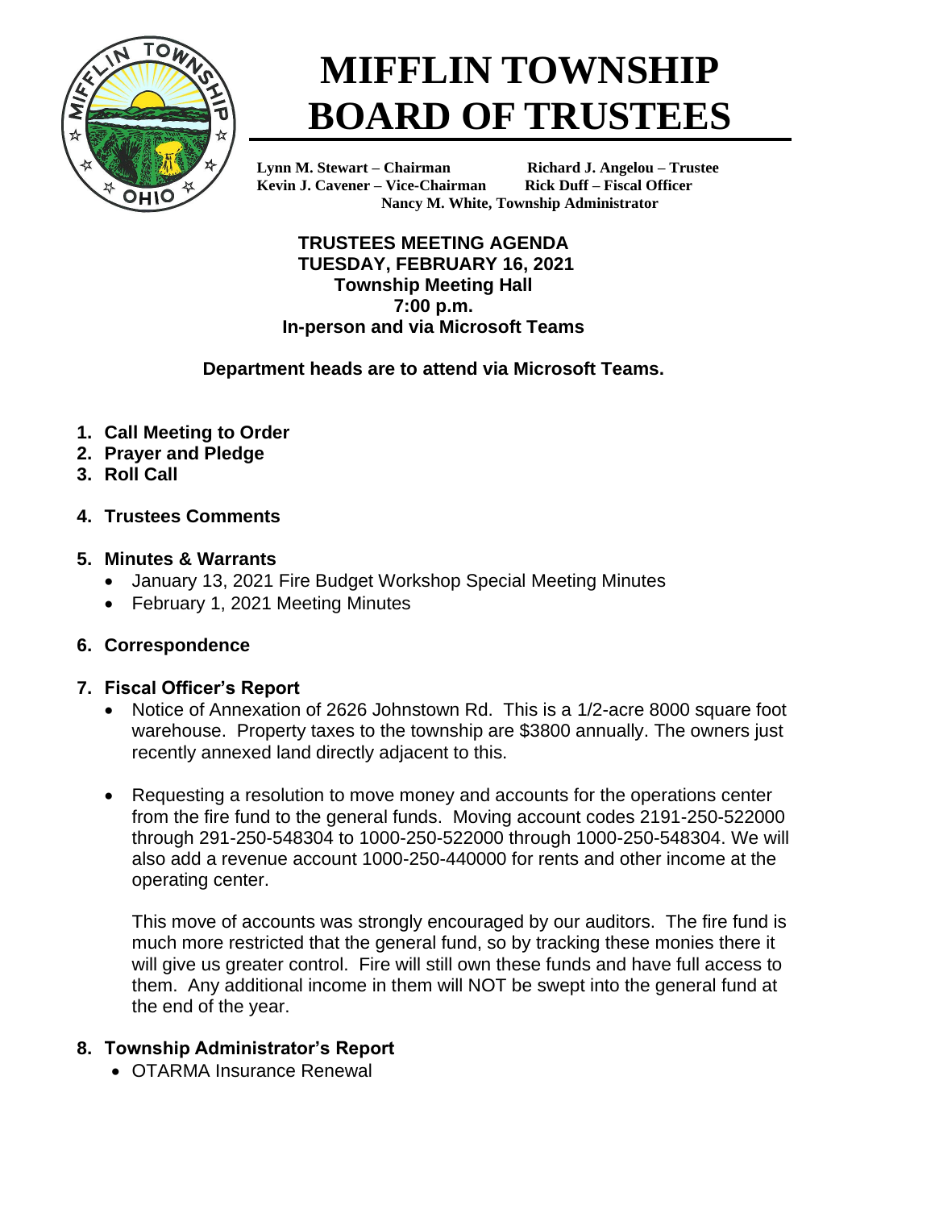# MIFFLIN TOWNSHIP BOARD OF TRUSTEES

**Lynn M. Stewart – Chairman** **Richard J. Angelou – Trustee**
**Kevin J. Cavener – Vice-Chairman** **Rick Duff – Fiscal Officer**
**Nancy M. White, Township Administrator**

**TRUSTEES MEETING AGENDA**
**TUESDAY, FEBRUARY 16, 2021**
**Township Meeting Hall**
**7:00 p.m.**
**In-person and via Microsoft Teams**

**Department heads are to attend via Microsoft Teams.**

1. **Call Meeting to Order**
2. **Prayer and Pledge**
3. **Roll Call**
4. **Trustees Comments**
5. **Minutes & Warrants**
   - January 13, 2021 Fire Budget Workshop Special Meeting Minutes
   - February 1, 2021 Meeting Minutes
6. **Correspondence**
7. **Fiscal Officer's Report**
   - Notice of Annexation of 2626 Johnstown Rd. This is a 1/2-acre 8000 square foot warehouse. Property taxes to the township are $3800 annually. The owners just recently annexed land directly adjacent to this.
   - Requesting a resolution to move money and accounts for the operations center from the fire fund to the general funds. Moving account codes 2191-250-522000 through 291-250-548304 to 1000-250-522000 through 1000-250-548304. We will also add a revenue account 1000-250-440000 for rents and other income at the operating center.

     This move of accounts was strongly encouraged by our auditors. The fire fund is much more restricted that the general fund, so by tracking these monies there it will give us greater control. Fire will still own these funds and have full access to them. Any additional income in them will NOT be swept into the general fund at the end of the year.
8. **Township Administrator's Report**
   - OTARMA Insurance Renewal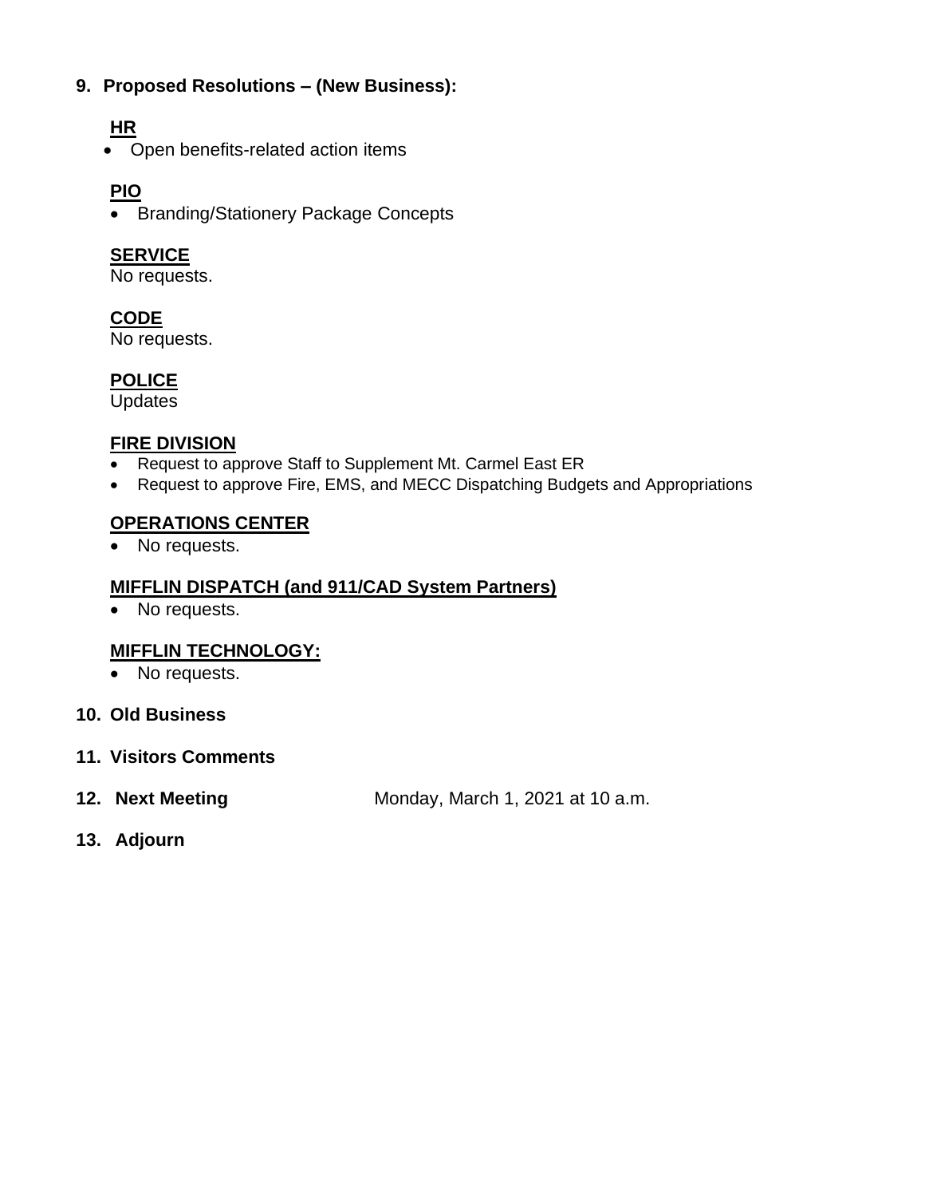**9. Proposed Resolutions – (New Business):**

**HR**

- Open benefits-related action items

**PIO**

- Branding/Stationery Package Concepts

**SERVICE**

No requests.

**CODE**

No requests.

**POLICE**

Updates

**FIRE DIVISION**

- Request to approve Staff to Supplement Mt. Carmel East ER
- Request to approve Fire, EMS, and MECC Dispatching Budgets and Appropriations

**OPERATIONS CENTER**

- No requests.

**MIFFLIN DISPATCH (and 911/CAD System Partners)**

- No requests.

**MIFFLIN TECHNOLOGY:**

- No requests.

**10. Old Business**

**11. Visitors Comments**

**12. Next Meeting** Monday, March 1, 2021 at 10 a.m.

**13. Adjourn**